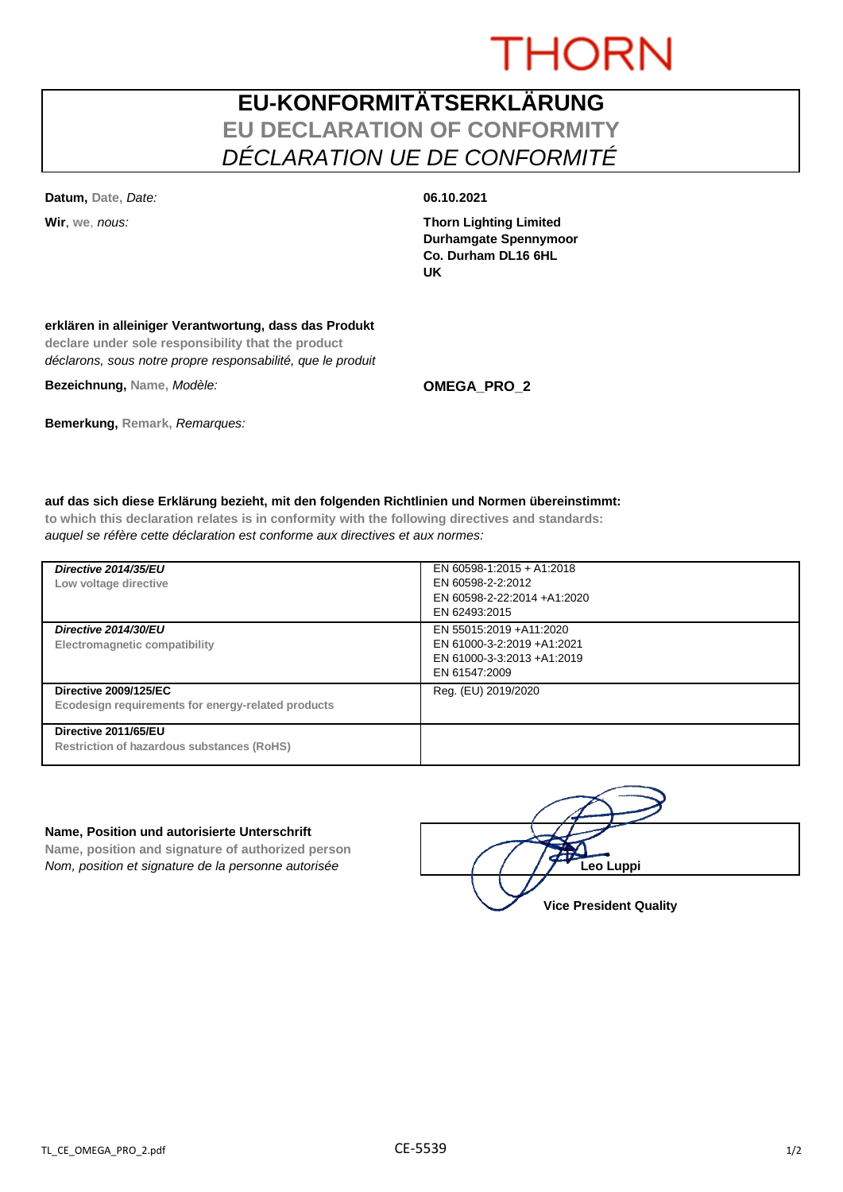THORN

# EU-KONFORMITÄTSERKLÄRUNG
## EU DECLARATION OF CONFORMITY
## *DÉCLARATION UE DE CONFORMITÉ*

**Datum,** Date, *Date:* **06.10.2021**

**Wir**, we, *nous:*

**Thorn Lighting Limited**
**Durhamgate Spennymoor**
**Co. Durham DL16 6HL**
**UK**

**erklären in alleiniger Verantwortung, dass das Produkt**
**declare under sole responsibility that the product**
*déclarons, sous notre propre responsabilité, que le produit*

**Bezeichnung,** Name, *Modèle:* **OMEGA_PRO_2**

**Bemerkung,** Remark, *Remarques:*

**auf das sich diese Erklärung bezieht, mit den folgenden Richtlinien und Normen übereinstimmt:**
**to which this declaration relates is in conformity with the following directives and standards:**
*auquel se réfère cette déclaration est conforme aux directives et aux normes:*

| Directive | Standards |
|---|---|
| ***Directive 2014/35/EU***<br>**Low voltage directive** | EN 60598-1:2015 + A1:2018<br>EN 60598-2-2:2012<br>EN 60598-2-22:2014 +A1:2020<br>EN 62493:2015 |
| ***Directive 2014/30/EU***<br>**Electromagnetic compatibility** | EN 55015:2019 +A11:2020<br>EN 61000-3-2:2019 +A1:2021<br>EN 61000-3-3:2013 +A1:2019<br>EN 61547:2009 |
| **Directive 2009/125/EC**<br>**Ecodesign requirements for energy-related products** | Reg. (EU) 2019/2020 |
| **Directive 2011/65/EU**<br>**Restriction of hazardous substances (RoHS)** | |

**Name, Position und autorisierte Unterschrift**
**Name, position and signature of authorized person**
*Nom, position et signature de la personne autorisée*

**Leo Luppi**
**Vice President Quality**

TL_CE_OMEGA_PRO_2.pdf CE-5539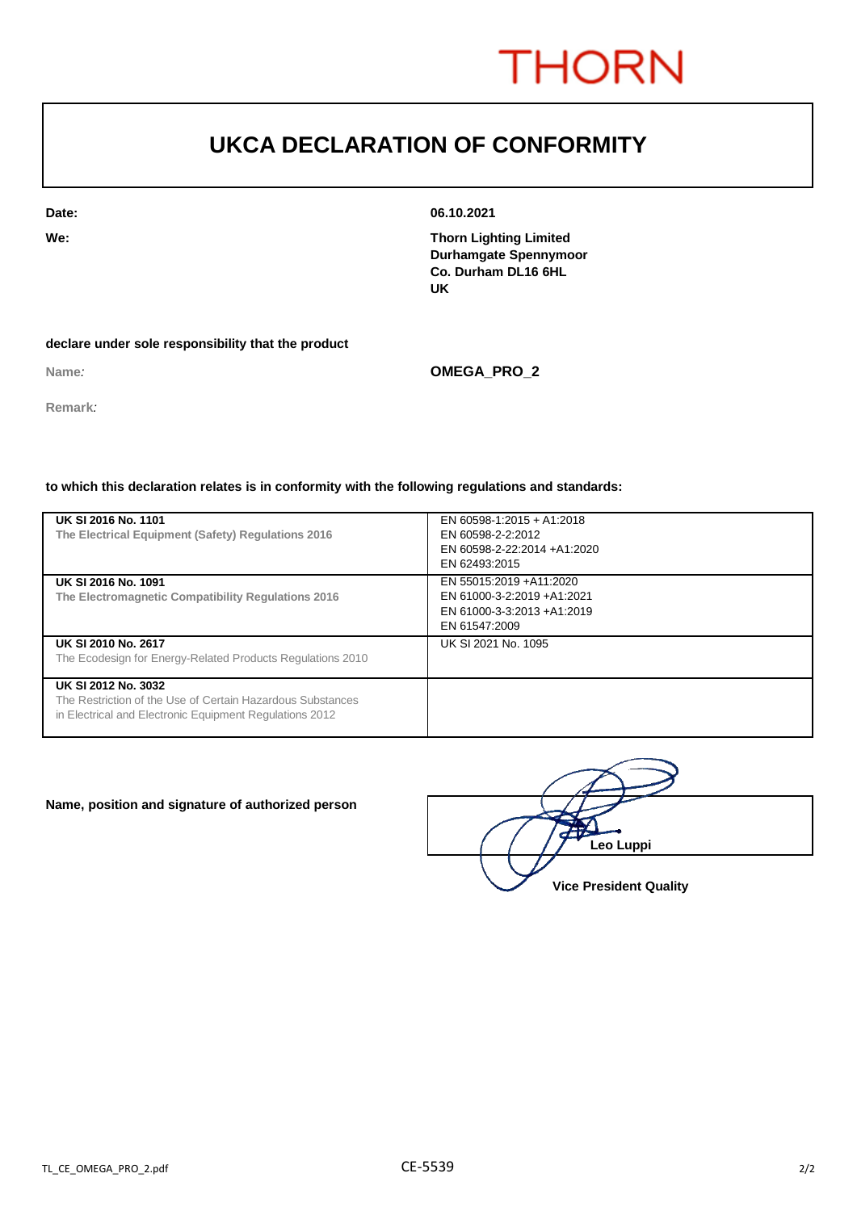THORN

# UKCA DECLARATION OF CONFORMITY

**Date:** **06.10.2021**

**We:** **Thorn Lighting Limited**
**Durhamgate Spennymoor**
**Co. Durham DL16 6HL**
**UK**

**declare under sole responsibility that the product**

**Name:** **OMEGA_PRO_2**

**Remark:**

**to which this declaration relates is in conformity with the following regulations and standards:**

| | |
|---|---|
| **UK SI 2016 No. 1101**<br>**The Electrical Equipment (Safety) Regulations 2016** | EN 60598-1:2015 + A1:2018<br>EN 60598-2-2:2012<br>EN 60598-2-22:2014 +A1:2020<br>EN 62493:2015 |
| **UK SI 2016 No. 1091**<br>**The Electromagnetic Compatibility Regulations 2016** | EN 55015:2019 +A11:2020<br>EN 61000-3-2:2019 +A1:2021<br>EN 61000-3-3:2013 +A1:2019<br>EN 61547:2009 |
| **UK SI 2010 No. 2617**<br>The Ecodesign for Energy-Related Products Regulations 2010 | UK SI 2021 No. 1095 |
| **UK SI 2012 No. 3032**<br>The Restriction of the Use of Certain Hazardous Substances in Electrical and Electronic Equipment Regulations 2012 | |

**Name, position and signature of authorized person**

**Leo Luppi**

**Vice President Quality**

TL_CE_OMEGA_PRO_2.pdf CE-5539